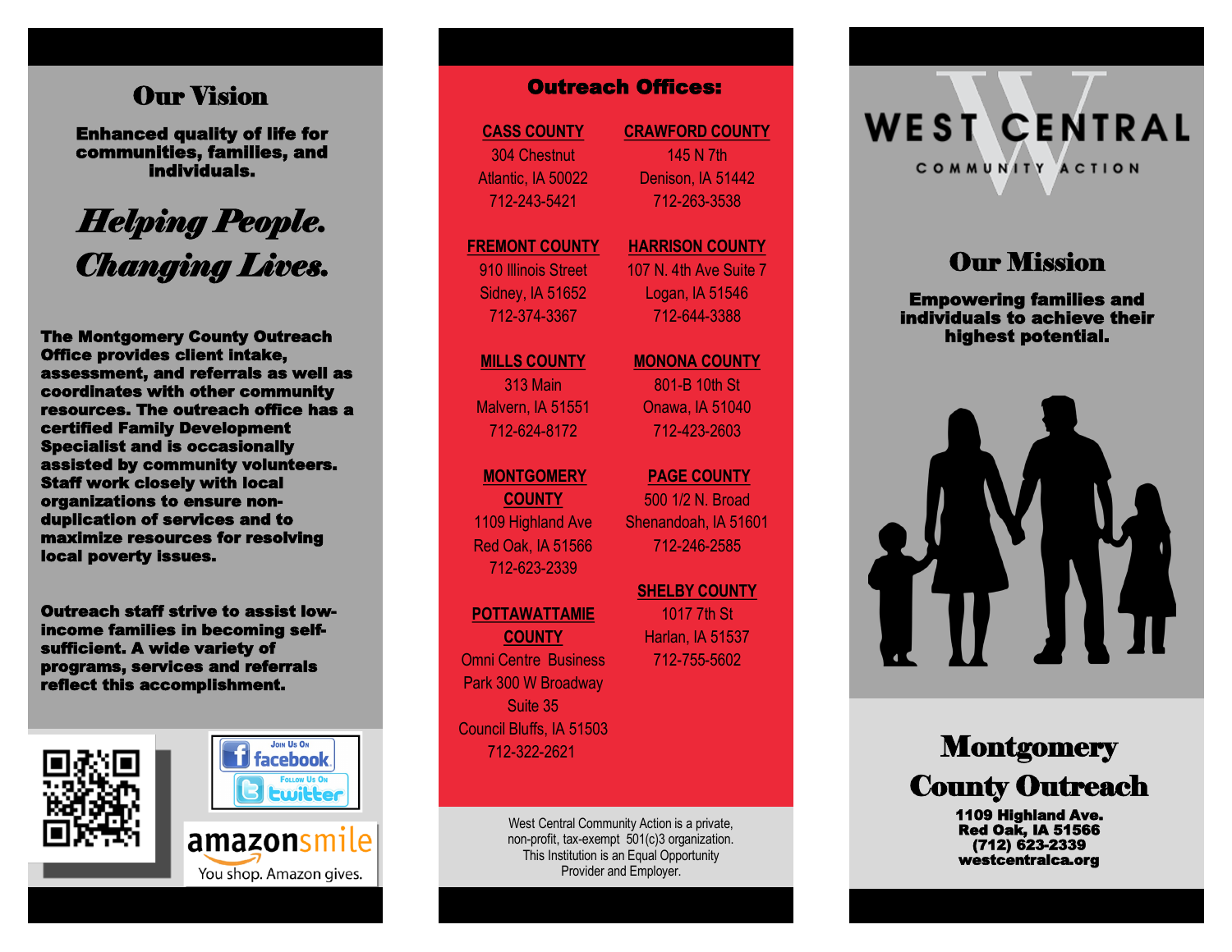## Our Vision

**Enhanced quality of life for communities, families, and individuals.**

***Helping People. Changing Lives.***

**The Montgomery County Outreach Office provides client intake, assessment, and referrals as well as coordinates with other community resources. The outreach office has a certified Family Development Specialist and is occasionally assisted by community volunteers. Staff work closely with local organizations to ensure non-duplication of services and to maximize resources for resolving local poverty issues.**

**Outreach staff strive to assist low-income families in becoming self-sufficient. A wide variety of programs, services and referrals reflect this accomplishment.**

Join Us On facebook

Follow Us On twitter

amazonsmile
You shop. Amazon gives.

## Outreach Offices:

**CASS COUNTY**
304 Chestnut
Atlantic, IA 50022
712-243-5421

**CRAWFORD COUNTY**
145 N 7th
Denison, IA 51442
712-263-3538

**FREMONT COUNTY**
910 Illinois Street
Sidney, IA 51652
712-374-3367

**HARRISON COUNTY**
107 N. 4th Ave Suite 7
Logan, IA 51546
712-644-3388

**MILLS COUNTY**
313 Main
Malvern, IA 51551
712-624-8172

**MONONA COUNTY**
801-B 10th St
Onawa, IA 51040
712-423-2603

**MONTGOMERY COUNTY**
1109 Highland Ave
Red Oak, IA 51566
712-623-2339

**PAGE COUNTY**
500 1/2 N. Broad
Shenandoah, IA 51601
712-246-2585

**POTTAWATTAMIE COUNTY**
Omni Centre Business Park 300 W Broadway
Suite 35
Council Bluffs, IA 51503
712-322-2621

**SHELBY COUNTY**
1017 7th St
Harlan, IA 51537
712-755-5602

West Central Community Action is a private, non-profit, tax-exempt 501(c)3 organization. This Institution is an Equal Opportunity Provider and Employer.

# WEST CENTRAL
COMMUNITY ACTION

## Our Mission

**Empowering families and individuals to achieve their highest potential.**

# Montgomery County Outreach

**1109 Highland Ave.**
**Red Oak, IA 51566**
**(712) 623-2339**
**westcentralca.org**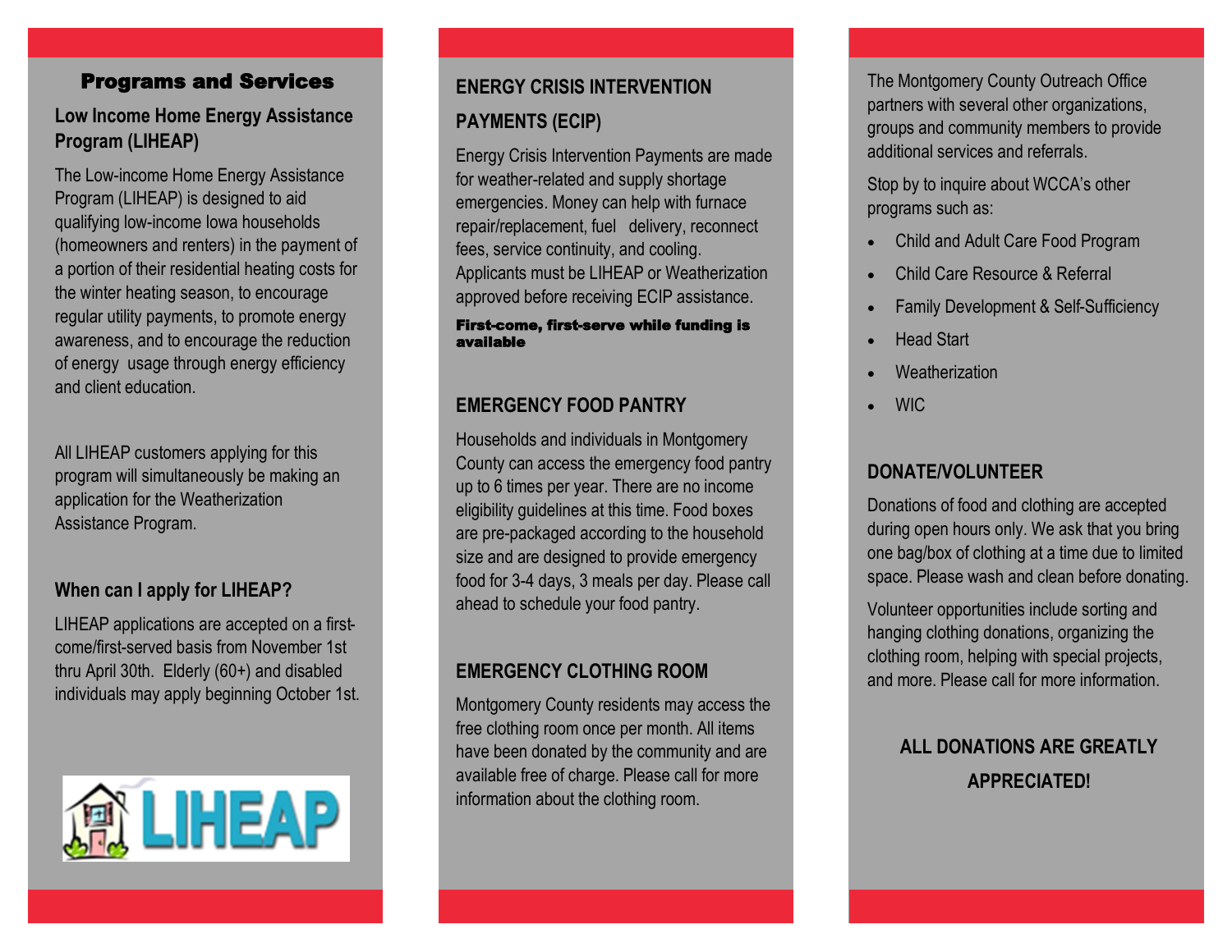## Programs and Services

### Low Income Home Energy Assistance Program (LIHEAP)

The Low-income Home Energy Assistance Program (LIHEAP) is designed to aid qualifying low-income Iowa households (homeowners and renters) in the payment of a portion of their residential heating costs for the winter heating season, to encourage regular utility payments, to promote energy awareness, and to encourage the reduction of energy usage through energy efficiency and client education.

All LIHEAP customers applying for this program will simultaneously be making an application for the Weatherization Assistance Program.

### When can I apply for LIHEAP?

LIHEAP applications are accepted on a first-come/first-served basis from November 1st thru April 30th. Elderly (60+) and disabled individuals may apply beginning October 1st.

LIHEAP

### ENERGY CRISIS INTERVENTION PAYMENTS (ECIP)

Energy Crisis Intervention Payments are made for weather-related and supply shortage emergencies. Money can help with furnace repair/replacement, fuel delivery, reconnect fees, service continuity, and cooling. Applicants must be LIHEAP or Weatherization approved before receiving ECIP assistance.

**First-come, first-serve while funding is available**

### EMERGENCY FOOD PANTRY

Households and individuals in Montgomery County can access the emergency food pantry up to 6 times per year. There are no income eligibility guidelines at this time. Food boxes are pre-packaged according to the household size and are designed to provide emergency food for 3-4 days, 3 meals per day. Please call ahead to schedule your food pantry.

### EMERGENCY CLOTHING ROOM

Montgomery County residents may access the free clothing room once per month. All items have been donated by the community and are available free of charge. Please call for more information about the clothing room.

The Montgomery County Outreach Office partners with several other organizations, groups and community members to provide additional services and referrals.

Stop by to inquire about WCCA's other programs such as:

- Child and Adult Care Food Program
- Child Care Resource & Referral
- Family Development & Self-Sufficiency
- Head Start
- Weatherization
- WIC

### DONATE/VOLUNTEER

Donations of food and clothing are accepted during open hours only. We ask that you bring one bag/box of clothing at a time due to limited space. Please wash and clean before donating.

Volunteer opportunities include sorting and hanging clothing donations, organizing the clothing room, helping with special projects, and more. Please call for more information.

**ALL DONATIONS ARE GREATLY APPRECIATED!**